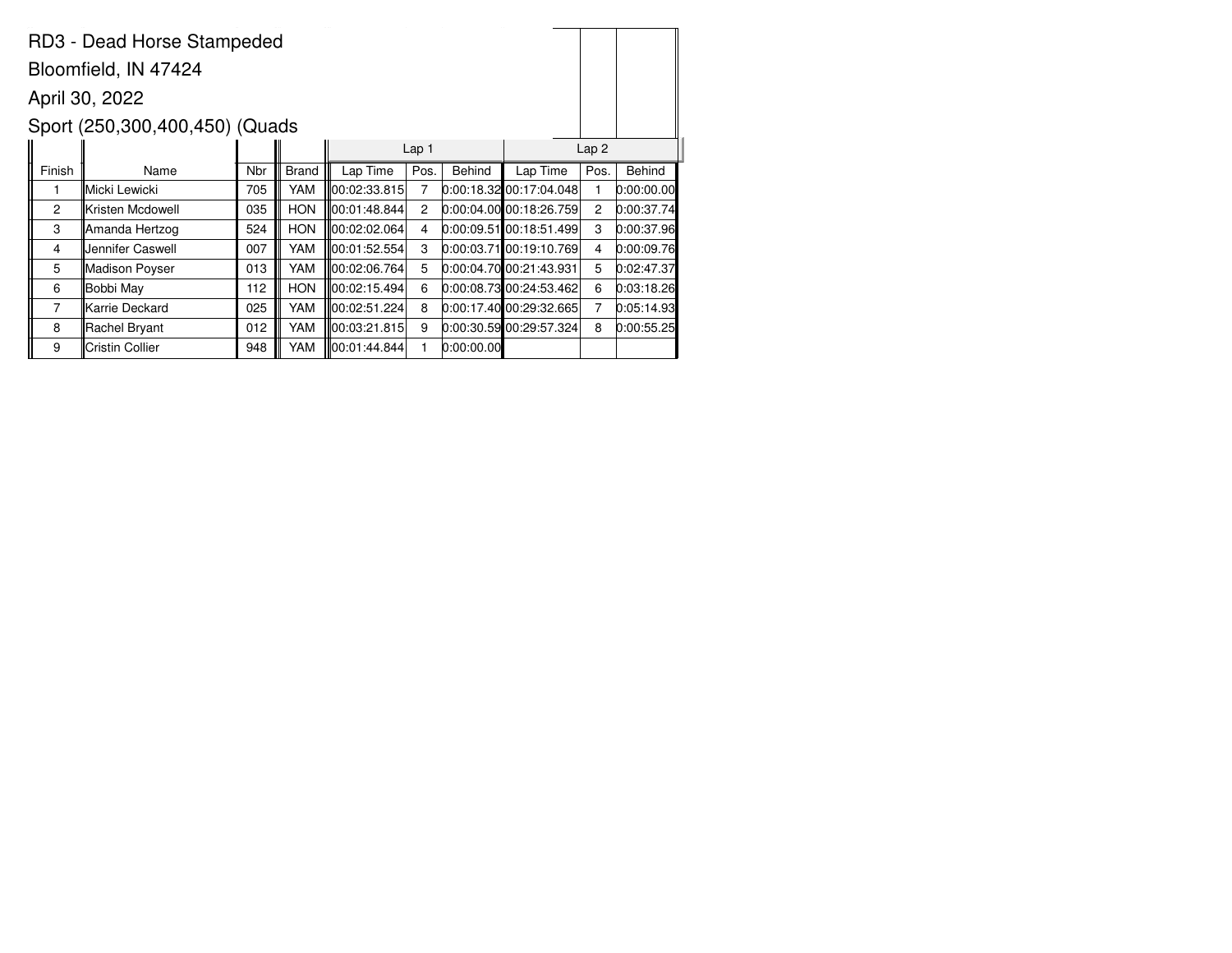RD3 - Dead Horse Stampeded

Bloomfield, IN 47424

April 30, 2022

Sport (250,300,400,450) (Quads

| | | | | Lap 1 | | | Lap 2 | | |
|---|---|---|---|---|---|---|---|---|---|
| Finish | Name | Nbr | Brand | Lap Time | Pos. | Behind | Lap Time | Pos. | Behind |
| 1 | Micki Lewicki | 705 | YAM | 00:02:33.815 | 7 | 0:00:18.32 | 00:17:04.048 | 1 | 0:00:00.00 |
| 2 | Kristen Mcdowell | 035 | HON | 00:01:48.844 | 2 | 0:00:04.00 | 00:18:26.759 | 2 | 0:00:37.74 |
| 3 | Amanda Hertzog | 524 | HON | 00:02:02.064 | 4 | 0:00:09.51 | 00:18:51.499 | 3 | 0:00:37.96 |
| 4 | Jennifer Caswell | 007 | YAM | 00:01:52.554 | 3 | 0:00:03.71 | 00:19:10.769 | 4 | 0:00:09.76 |
| 5 | Madison Poyser | 013 | YAM | 00:02:06.764 | 5 | 0:00:04.70 | 00:21:43.931 | 5 | 0:02:47.37 |
| 6 | Bobbi May | 112 | HON | 00:02:15.494 | 6 | 0:00:08.73 | 00:24:53.462 | 6 | 0:03:18.26 |
| 7 | Karrie Deckard | 025 | YAM | 00:02:51.224 | 8 | 0:00:17.40 | 00:29:32.665 | 7 | 0:05:14.93 |
| 8 | Rachel Bryant | 012 | YAM | 00:03:21.815 | 9 | 0:00:30.59 | 00:29:57.324 | 8 | 0:00:55.25 |
| 9 | Cristin Collier | 948 | YAM | 00:01:44.844 | 1 | 0:00:00.00 | | | |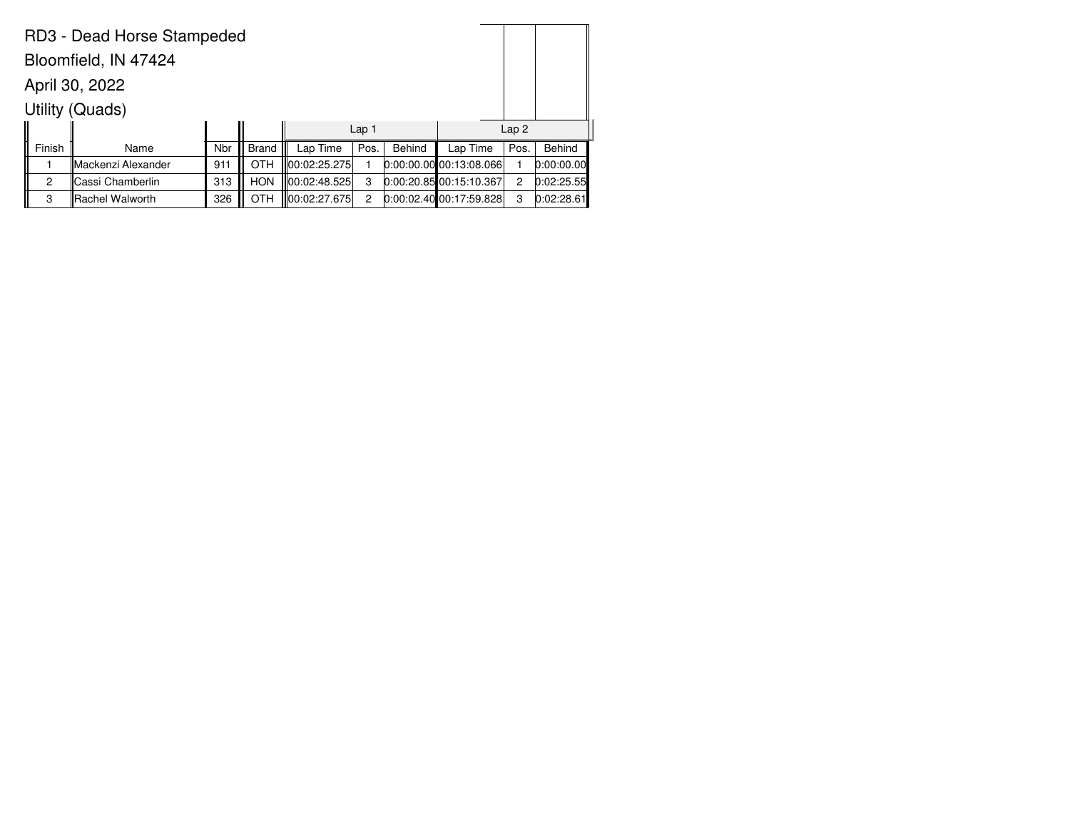RD3 - Dead Horse Stampeded

Bloomfield, IN 47424

April 30, 2022

Utility (Quads)

| | | | | Lap 1 | | | Lap 2 | | |
|---|---|---|---|---|---|---|---|---|---|
| Finish | Name | Nbr | Brand | Lap Time | Pos. | Behind | Lap Time | Pos. | Behind |
| 1 | Mackenzi Alexander | 911 | OTH | 00:02:25.275 | 1 | 0:00:00.00 | 00:13:08.066 | 1 | 0:00:00.00 |
| 2 | Cassi Chamberlin | 313 | HON | 00:02:48.525 | 3 | 0:00:20.85 | 00:15:10.367 | 2 | 0:02:25.55 |
| 3 | Rachel Walworth | 326 | OTH | 00:02:27.675 | 2 | 0:00:02.40 | 00:17:59.828 | 3 | 0:02:28.61 |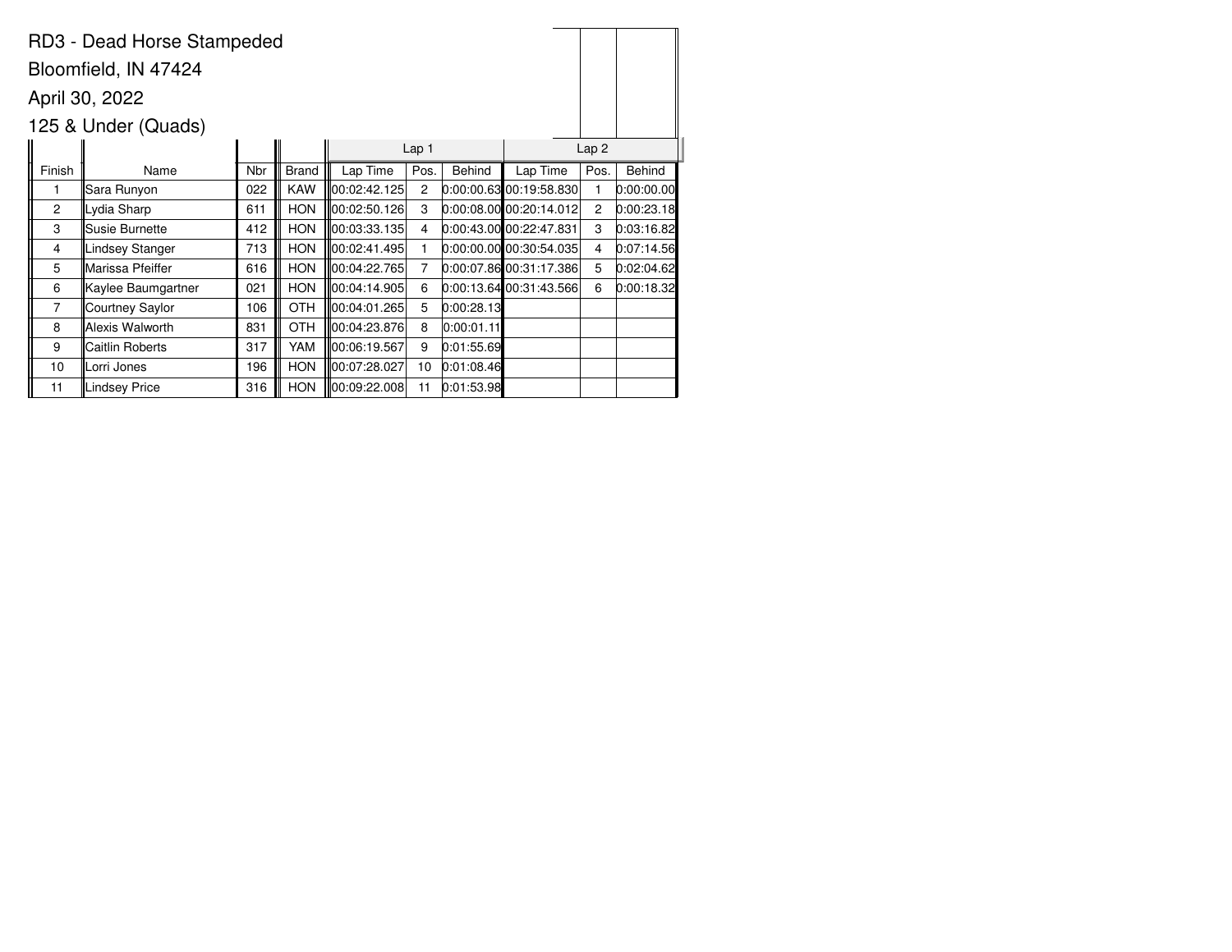RD3 - Dead Horse Stampeded

Bloomfield, IN 47424

April 30, 2022

125 & Under (Quads)

| | | | | Lap 1 | | | Lap 2 | | |
|---|---|---|---|---|---|---|---|---|---|
| Finish | Name | Nbr | Brand | Lap Time | Pos. | Behind | Lap Time | Pos. | Behind |
| 1 | Sara Runyon | 022 | KAW | 00:02:42.125 | 2 | 0:00:00.63 | 00:19:58.830 | 1 | 0:00:00.00 |
| 2 | Lydia Sharp | 611 | HON | 00:02:50.126 | 3 | 0:00:08.00 | 00:20:14.012 | 2 | 0:00:23.18 |
| 3 | Susie Burnette | 412 | HON | 00:03:33.135 | 4 | 0:00:43.00 | 00:22:47.831 | 3 | 0:03:16.82 |
| 4 | Lindsey Stanger | 713 | HON | 00:02:41.495 | 1 | 0:00:00.00 | 00:30:54.035 | 4 | 0:07:14.56 |
| 5 | Marissa Pfeiffer | 616 | HON | 00:04:22.765 | 7 | 0:00:07.86 | 00:31:17.386 | 5 | 0:02:04.62 |
| 6 | Kaylee Baumgartner | 021 | HON | 00:04:14.905 | 6 | 0:00:13.64 | 00:31:43.566 | 6 | 0:00:18.32 |
| 7 | Courtney Saylor | 106 | OTH | 00:04:01.265 | 5 | 0:00:28.13 | | | |
| 8 | Alexis Walworth | 831 | OTH | 00:04:23.876 | 8 | 0:00:01.11 | | | |
| 9 | Caitlin Roberts | 317 | YAM | 00:06:19.567 | 9 | 0:01:55.69 | | | |
| 10 | Lorri Jones | 196 | HON | 00:07:28.027 | 10 | 0:01:08.46 | | | |
| 11 | Lindsey Price | 316 | HON | 00:09:22.008 | 11 | 0:01:53.98 | | | |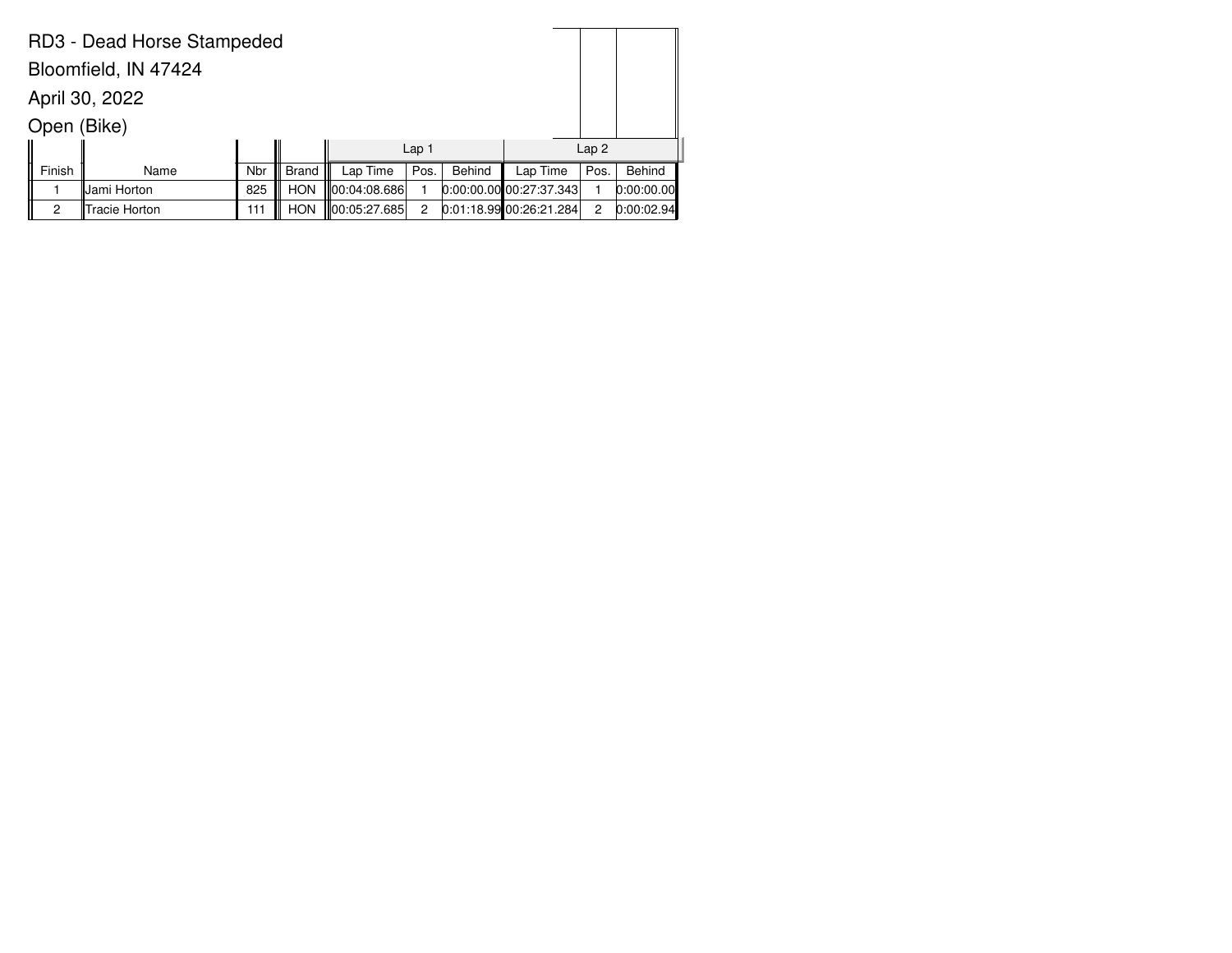RD3 - Dead Horse Stampeded

Bloomfield, IN 47424

April 30, 2022

Open (Bike)

| | | | | Lap 1 | | | Lap 2 | | |
|---|---|---|---|---|---|---|---|---|---|
| Finish | Name | Nbr | Brand | Lap Time | Pos. | Behind | Lap Time | Pos. | Behind |
| 1 | Jami Horton | 825 | HON | 00:04:08.686 | 1 | 0:00:00.00 | 00:27:37.343 | 1 | 0:00:00.00 |
| 2 | Tracie Horton | 111 | HON | 00:05:27.685 | 2 | 0:01:18.99 | 00:26:21.284 | 2 | 0:00:02.94 |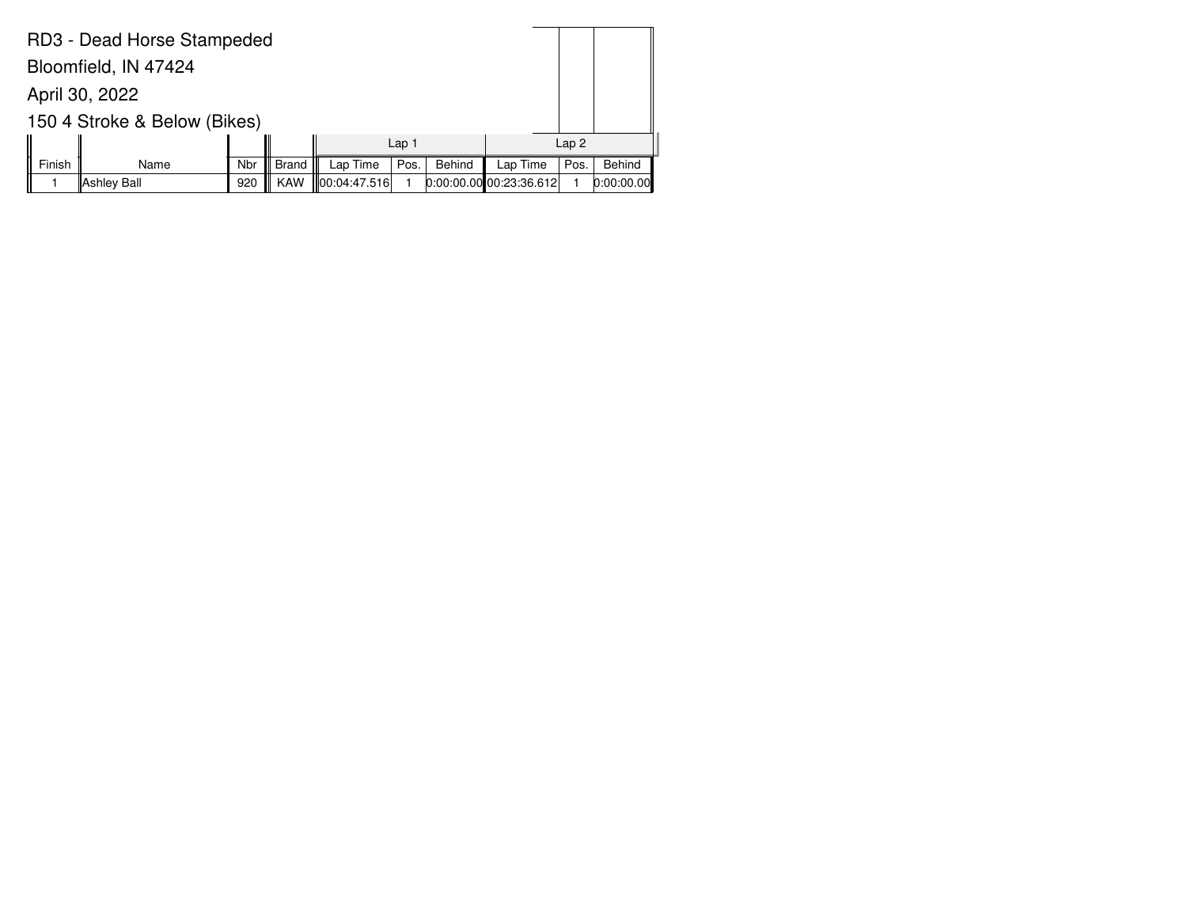RD3 - Dead Horse Stampeded

Bloomfield, IN 47424

April 30, 2022

150 4 Stroke & Below (Bikes)

| | | | | Lap 1 | | | Lap 2 | | |
|---|---|---|---|---|---|---|---|---|---|
| Finish | Name | Nbr | Brand | Lap Time | Pos. | Behind | Lap Time | Pos. | Behind |
| 1 | Ashley Ball | 920 | KAW | 00:04:47.516 | 1 | 0:00:00.00 | 00:23:36.612 | 1 | 0:00:00.00 |